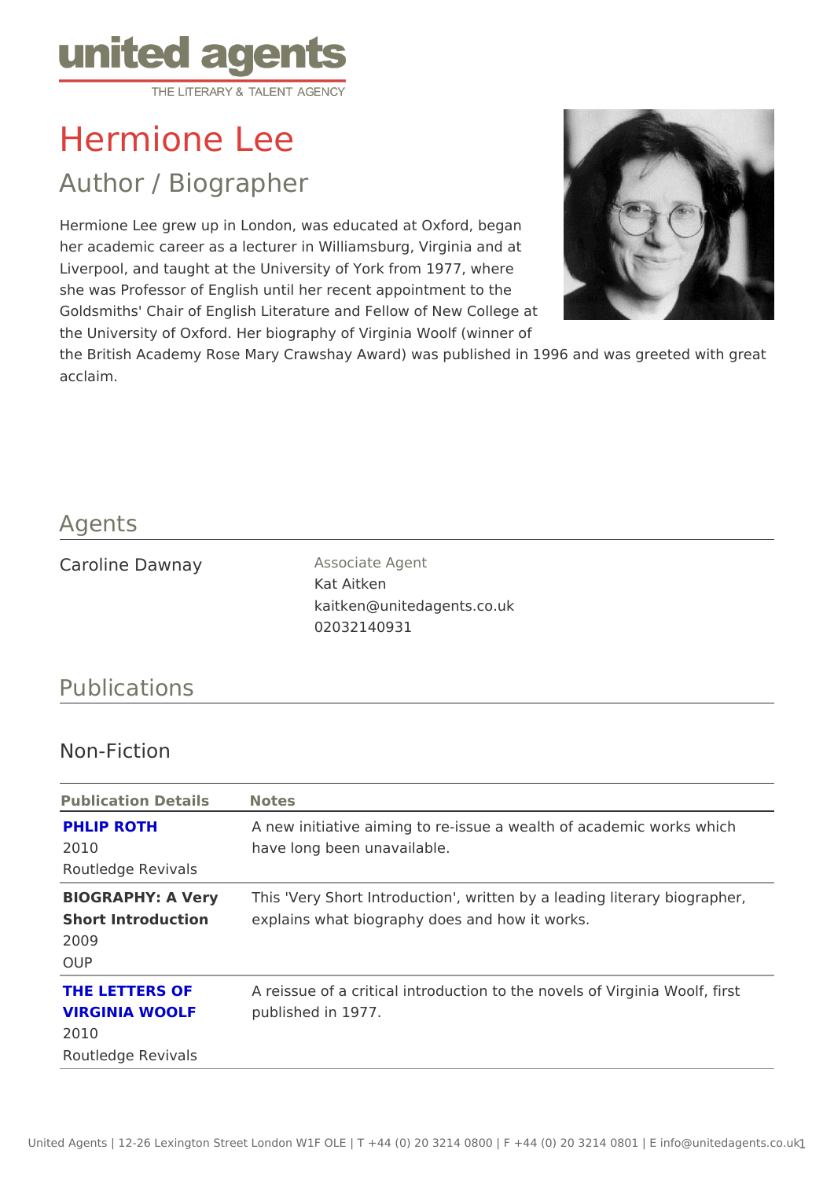united agents
THE LITERARY & TALENT AGENCY

# Hermione Lee

## Author / Biographer

Hermione Lee grew up in London, was educated at Oxford, began her academic career as a lecturer in Williamsburg, Virginia and at Liverpool, and taught at the University of York from 1977, where she was Professor of English until her recent appointment to the Goldsmiths' Chair of English Literature and Fellow of New College at the University of Oxford. Her biography of Virginia Woolf (winner of the British Academy Rose Mary Crawshay Award) was published in 1996 and was greeted with great acclaim.

## Agents

Caroline Dawnay

Associate Agent
Kat Aitken
kaitken@unitedagents.co.uk
02032140931

## Publications

### Non-Fiction

| Publication Details | Notes |
| --- | --- |
| **PHLIP ROTH**<br>2010<br>Routledge Revivals | A new initiative aiming to re-issue a wealth of academic works which have long been unavailable. |
| **BIOGRAPHY: A Very Short Introduction**<br>2009<br>OUP | This 'Very Short Introduction', written by a leading literary biographer, explains what biography does and how it works. |
| **THE LETTERS OF VIRGINIA WOOLF**<br>2010<br>Routledge Revivals | A reissue of a critical introduction to the novels of Virginia Woolf, first published in 1977. |

United Agents | 12-26 Lexington Street London W1F OLE | T +44 (0) 20 3214 0800 | F +44 (0) 20 3214 0801 | E info@unitedagents.co.uk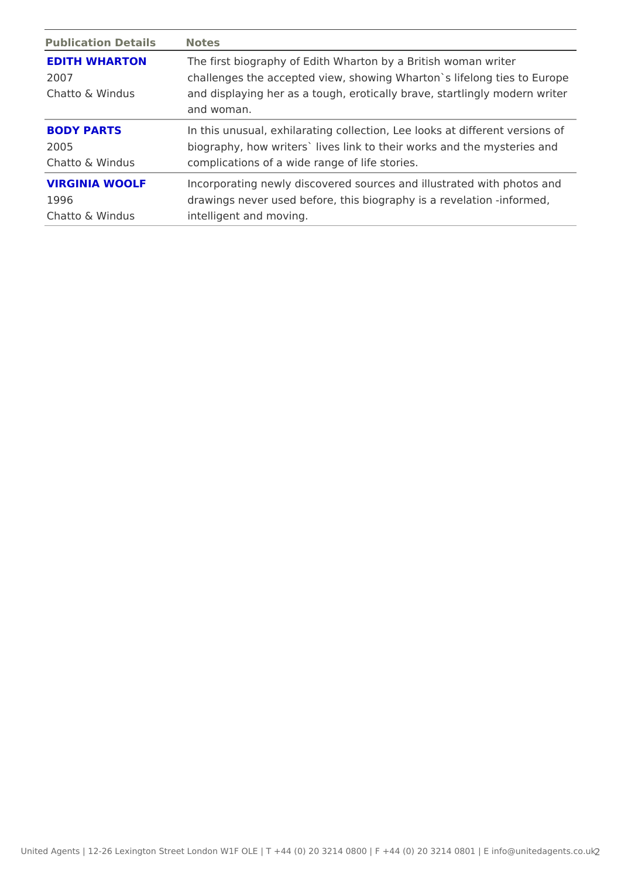| Publication Details | Notes |
|---|---|
| **EDITH WHARTON**<br>2007<br>Chatto & Windus | The first biography of Edith Wharton by a British woman writer challenges the accepted view, showing Wharton`s lifelong ties to Europe and displaying her as a tough, erotically brave, startlingly modern writer and woman. |
| **BODY PARTS**<br>2005<br>Chatto & Windus | In this unusual, exhilarating collection, Lee looks at different versions of biography, how writers` lives link to their works and the mysteries and complications of a wide range of life stories. |
| **VIRGINIA WOOLF**<br>1996<br>Chatto & Windus | Incorporating newly discovered sources and illustrated with photos and drawings never used before, this biography is a revelation -informed, intelligent and moving. |